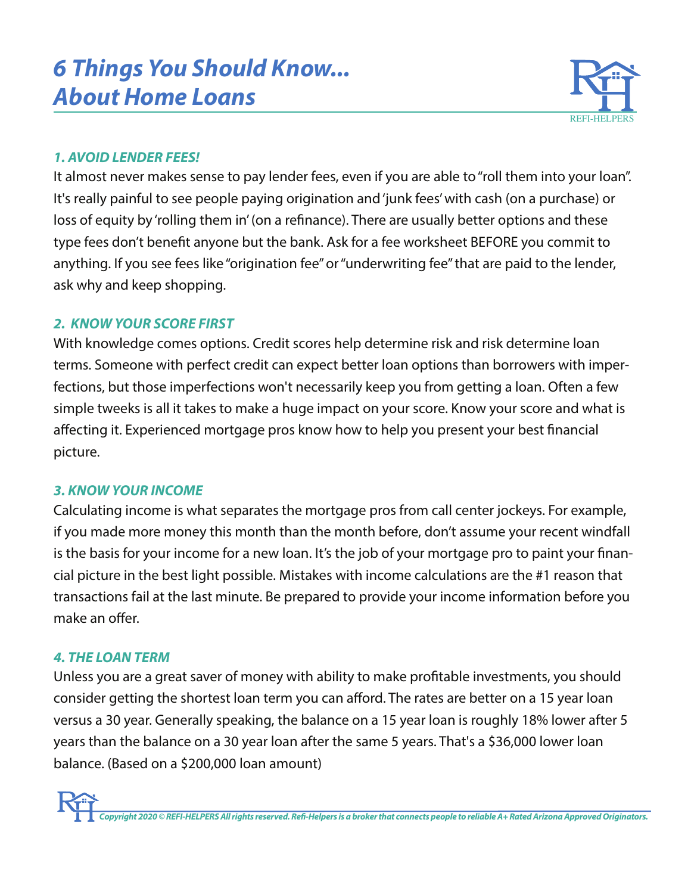# *6 Things You Should Know... About Home Loans*

REFI-HELPERS

### *1. AVOID LENDER FEES!*

It almost never makes sense to pay lender fees, even if you are able to "roll them into your loan". It's really painful to see people paying origination and 'junk fees' with cash (on a purchase) or loss of equity by 'rolling them in' (on a refinance). There are usually better options and these type fees don't benefit anyone but the bank. Ask for a fee worksheet BEFORE you commit to anything. If you see fees like "origination fee" or "underwriting fee" that are paid to the lender, ask why and keep shopping.

### *2. KNOW YOUR SCORE FIRST*

With knowledge comes options. Credit scores help determine risk and risk determine loan terms. Someone with perfect credit can expect better loan options than borrowers with imperfections, but those imperfections won't necessarily keep you from getting a loan. Often a few simple tweeks is all it takes to make a huge impact on your score. Know your score and what is affecting it. Experienced mortgage pros know how to help you present your best financial picture.

### *3. KNOW YOUR INCOME*

Calculating income is what separates the mortgage pros from call center jockeys. For example, if you made more money this month than the month before, don't assume your recent windfall is the basis for your income for a new loan. It's the job of your mortgage pro to paint your financial picture in the best light possible. Mistakes with income calculations are the #1 reason that transactions fail at the last minute. Be prepared to provide your income information before you make an offer.

### *4. THE LOAN TERM*

Unless you are a great saver of money with ability to make profitable investments, you should consider getting the shortest loan term you can afford. The rates are better on a 15 year loan versus a 30 year. Generally speaking, the balance on a 15 year loan is roughly 18% lower after 5 years than the balance on a 30 year loan after the same 5 years. That's a $36,000 lower loan balance. (Based on a $200,000 loan amount)

*Copyright 2020 © REFI-HELPERS All rights reserved. Refi-Helpers is a broker that connects people to reliable A+ Rated Arizona Approved Originators.*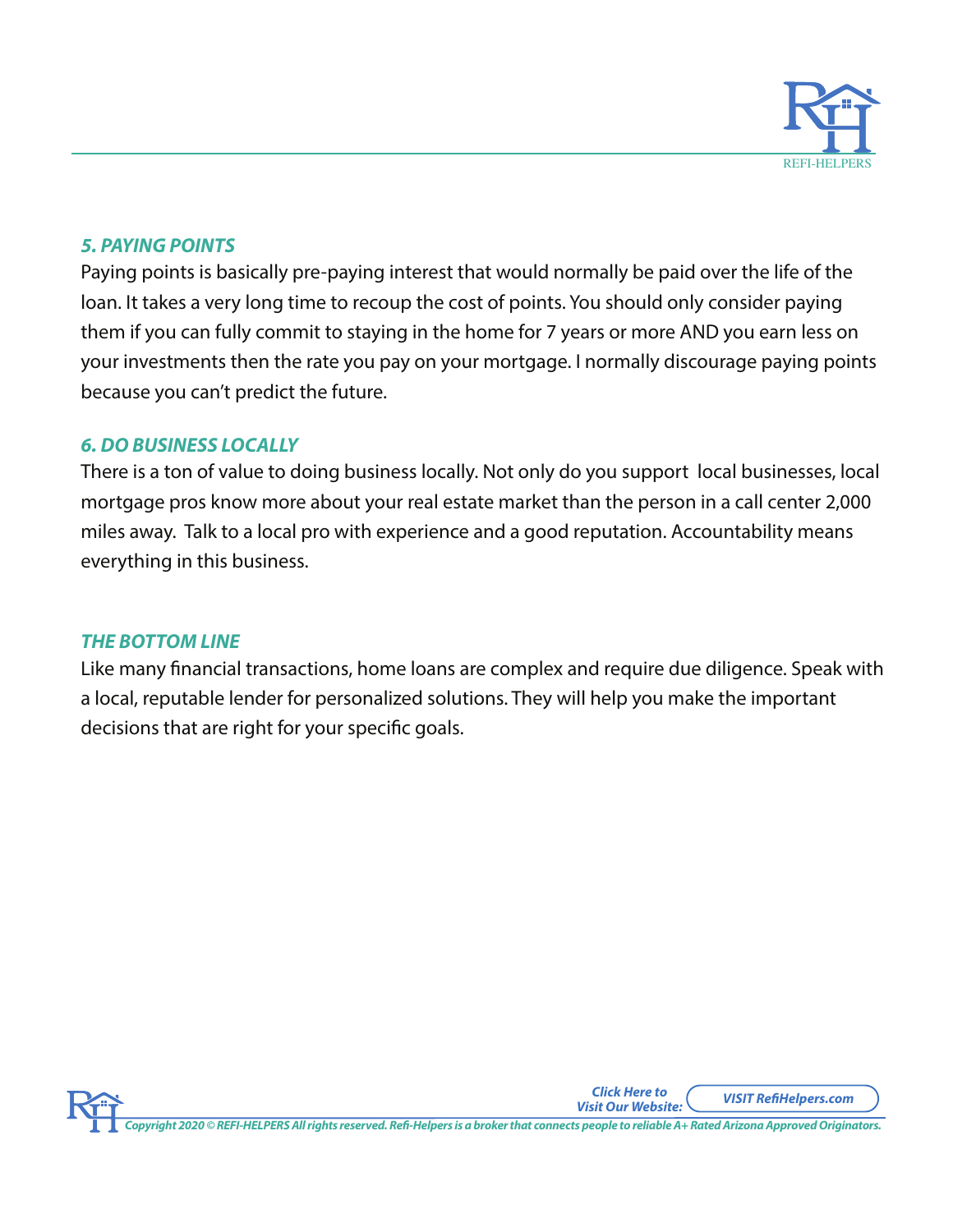### *5. PAYING POINTS*

Paying points is basically pre-paying interest that would normally be paid over the life of the loan. It takes a very long time to recoup the cost of points. You should only consider paying them if you can fully commit to staying in the home for 7 years or more AND you earn less on your investments then the rate you pay on your mortgage. I normally discourage paying points because you can't predict the future.

### *6. DO BUSINESS LOCALLY*

There is a ton of value to doing business locally. Not only do you support local businesses, local mortgage pros know more about your real estate market than the person in a call center 2,000 miles away. Talk to a local pro with experience and a good reputation. Accountability means everything in this business.

### *THE BOTTOM LINE*

Like many financial transactions, home loans are complex and require due diligence. Speak with a local, reputable lender for personalized solutions. They will help you make the important decisions that are right for your specific goals.

*Click Here to Visit Our Website:* *VISIT RefiHelpers.com*

*Copyright 2020 © REFI-HELPERS All rights reserved. Refi-Helpers is a broker that connects people to reliable A+ Rated Arizona Approved Originators.*